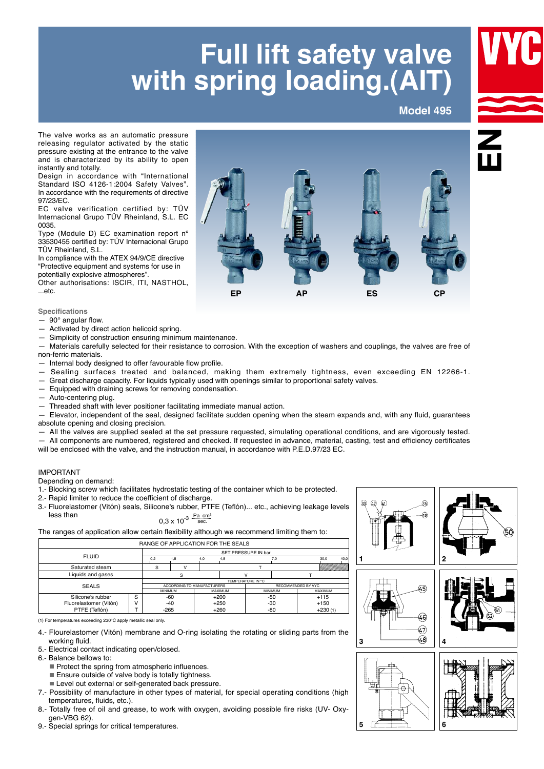# Full lift safety valve with spring loading.(AIT)

**Model 495**

The valve works as an automatic pressure releasing regulator activated by the static pressure existing at the entrance to the valve and is characterized by its ability to open instantly and totally.
Design in accordance with "International Standard ISO 4126-1:2004 Safety Valves". In accordance with the requirements of directive 97/23/EC.
EC valve verification certified by: TÜV Internacional Grupo TÜV Rheinland, S.L. EC 0035.
Type (Module D) EC examination report nº 33530455 certified by: TÜV Internacional Grupo TÜV Rheinland, S.L.
In compliance with the ATEX 94/9/CE directive "Protective equipment and systems for use in potentially explosive atmospheres".
Other authorisations: ISCIR, ITI, NASTHOL, ...etc.

EP AP ES CP

### Specifications

- 90° angular flow.
- Activated by direct action helicoid spring.
- Simplicity of construction ensuring minimum maintenance.
- Materials carefully selected for their resistance to corrosion. With the exception of washers and couplings, the valves are free of non-ferric materials.
- Internal body designed to offer favourable flow profile.
- Sealing surfaces treated and balanced, making them extremely tightness, even exceeding EN 12266-1.
- Great discharge capacity. For liquids typically used with openings similar to proportional safety valves.
- Equipped with draining screws for removing condensation.
- Auto-centering plug.
- Threaded shaft with lever positioner facilitating immediate manual action.
- Elevator, independent of the seal, designed facilitate sudden opening when the steam expands and, with any fluid, guarantees absolute opening and closing precision.
- All the valves are supplied sealed at the set pressure requested, simulating operational conditions, and are vigorously tested.
- All components are numbered, registered and checked. If requested in advance, material, casting, test and efficiency certificates will be enclosed with the valve, and the instruction manual, in accordance with P.E.D.97/23 EC.

IMPORTANT
Depending on demand:

1.- Blocking screw which facilitates hydrostatic testing of the container which to be protected.
2.- Rapid limiter to reduce the coefficient of discharge.
3.- Fluorelastomer (Vitón) seals, Silicone's rubber, PTFE (Teflón)... etc., achieving leakage levels less than $0{,}3 \times 10^{-3} \frac{Pa\ cm^3}{sec.}$

The ranges of application allow certain flexibility although we recommend limiting them to:

| RANGE OF APPLICATION FOR THE SEALS | | | | | | |
|---|---|---|---|---|---|---|
| FLUID | | SET PRESSURE IN bar (0,2 – 1,8 – 4,0 – 4,8 – 7,0 – 30,0 – 40,0) | | | | |
| Saturated steam | | S (0,2–1,8) | V (1,8–4,8) | T (4,8–30,0) | | (30,0–40,0 hatched) |
| Liquids and gases | | S (0,2–4,0) | V (4,0–7,0) | T (7,0–40,0) | | |
| SEALS | | TEMPERATURE IN °C | | | | |
| | | ACCORDING TO MANUFACTURERS | | RECOMMENDED BY VYC | | |
| | | MINIMUM | MAXIMUM | MINIMUM | MAXIMUM | |
| Silicone's rubber | S | -60 | +200 | -50 | +115 | |
| Fluorelastomer (Vitón) | V | -40 | +250 | -30 | +150 | |
| PTFE (Teflón) | T | -265 | +260 | -80 | +230 (1) | |

(1) For temperatures exceeding 230°C apply metallic seal only.

4.- Flourelastomer (Vitón) membrane and O-ring isolating the rotating or sliding parts from the working fluid.
5.- Electrical contact indicating open/closed.
6.- Balance bellows to:
   - Protect the spring from atmospheric influences.
   - Ensure outside of valve body is totally tightness.
   - Level out external or self-generated back pressure.
7.- Possibility of manufacture in other types of material, for special operating conditions (high temperatures, fluids, etc.).
8.- Totally free of oil and grease, to work with oxygen, avoiding possible fire risks (UV- Oxy-gen-VBG 62).
9.- Special springs for critical temperatures.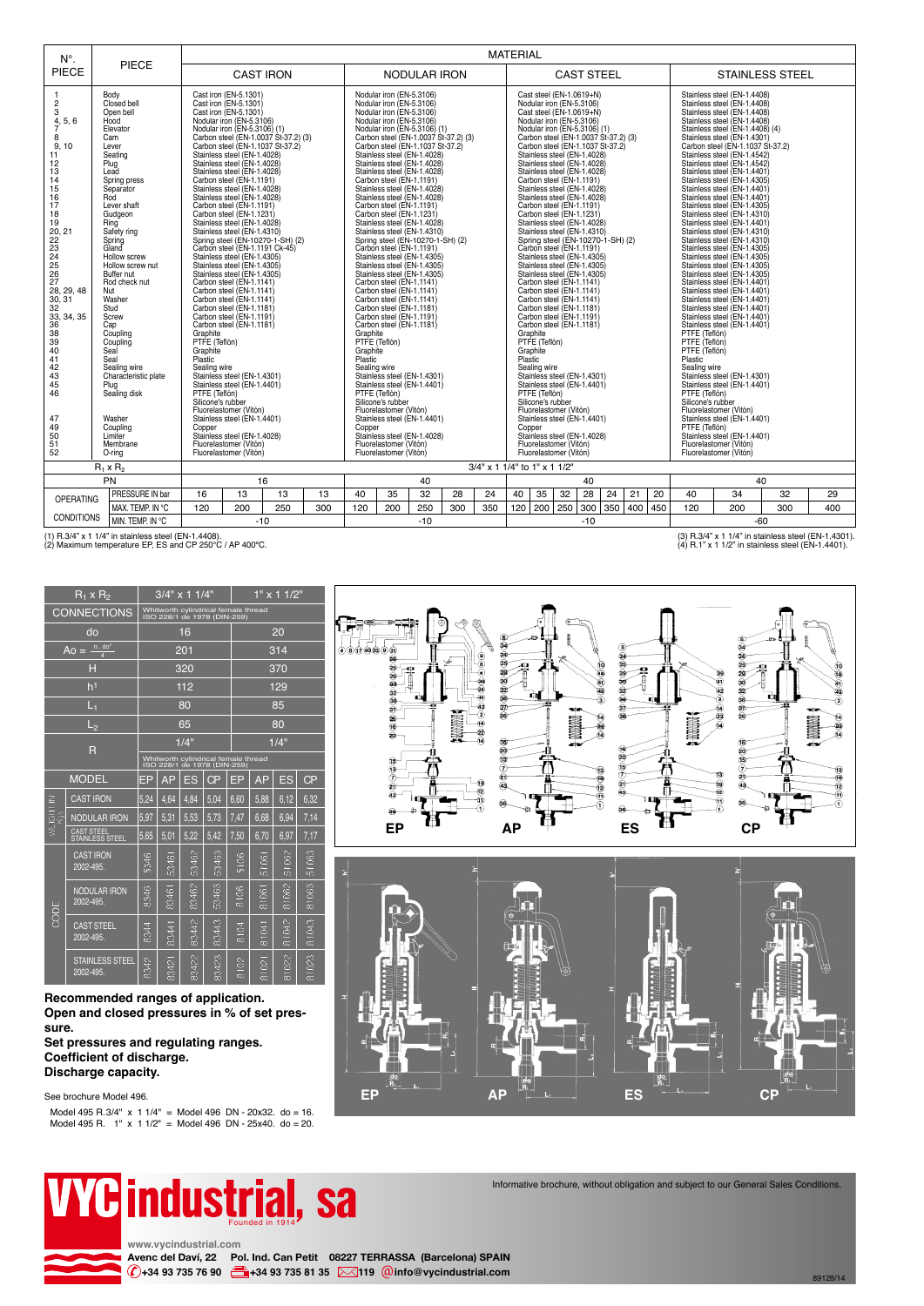| N°. PIECE | PIECE | MATERIAL | | | |
|---|---|---|---|---|---|
| | | CAST IRON | NODULAR IRON | CAST STEEL | STAINLESS STEEL |
| 1 | Body | Cast iron (EN-5.1301) | Nodular iron (EN-5.3106) | Cast steel (EN-1.0619+N) | Stainless steel (EN-1.4408) |
| 2 | Closed bell | Cast iron (EN-5.1301) | Nodular iron (EN-5.3106) | Nodular iron (EN-5.3106) | Stainless steel (EN-1.4408) |
| 3 | Open bell | Cast iron (EN-5.1301) | Nodular iron (EN-5.3106) | Cast steel (EN-1.0619+N) | Stainless steel (EN-1.4408) |
| 4, 5, 6 | Hood | Nodular iron (EN-5.3106) | Nodular iron (EN-5.3106) | Nodular iron (EN-5.3106) | Stainless steel (EN-1.4408) |
| 7 | Elevator | Nodular iron (EN-5.3106) (1) | Nodular iron (EN-5.3106) (1) | Nodular iron (EN-5.3106) (1) | Stainless steel (EN-1.4408) (4) |
| 8 | Cam | Carbon steel (EN-1.0037 St-37.2) (3) | Carbon steel (EN-1.0037 St-37.2) (3) | Carbon steel (EN-1.0037 St-37.2) (3) | Stainless steel (EN-1.4301) |
| 9, 10 | Lever | Carbon steel (EN-1.1037 St-37.2) | Carbon steel (EN-1.1037 St-37.2) | Carbon steel (EN-1.1037 St-37.2) | Carbon steel (EN-1.1037 St-37.2) |
| 11 | Seating | Stainless steel (EN-1.4028) | Stainless steel (EN-1.4028) | Stainless steel (EN-1.4028) | Stainless steel (EN-1.4542) |
| 12 | Plug | Stainless steel (EN-1.4028) | Stainless steel (EN-1.4028) | Stainless steel (EN-1.4028) | Stainless steel (EN-1.4542) |
| 13 | Lead | Stainless steel (EN-1.4028) | Stainless steel (EN-1.4028) | Stainless steel (EN-1.4028) | Stainless steel (EN-1.4401) |
| 14 | Spring press | Carbon steel (EN-1.1191) | Carbon steel (EN-1.1191) | Carbon steel (EN-1.1191) | Stainless steel (EN-1.4305) |
| 15 | Separator | Stainless steel (EN-1.4028) | Stainless steel (EN-1.4028) | Stainless steel (EN-1.4028) | Stainless steel (EN-1.4401) |
| 16 | Rod | Stainless steel (EN-1.4028) | Stainless steel (EN-1.4028) | Stainless steel (EN-1.4028) | Stainless steel (EN-1.4401) |
| 17 | Lever shaft | Carbon steel (EN-1.1191) | Carbon steel (EN-1.1191) | Carbon steel (EN-1.1191) | Stainless steel (EN-1.4305) |
| 18 | Gudgeon | Carbon steel (EN-1.1231) | Carbon steel (EN-1.1231) | Carbon steel (EN-1.1231) | Stainless steel (EN-1.4310) |
| 19 | Ring | Stainless steel (EN-1.4028) | Stainless steel (EN-1.4028) | Stainless steel (EN-1.4028) | Stainless steel (EN-1.4401) |
| 20, 21 | Safety ring | Stainless steel (EN-1.4310) | Stainless steel (EN-1.4310) | Stainless steel (EN-1.4310) | Stainless steel (EN-1.4310) |
| 22 | Spring | Spring steel (EN-10270-1-SH) (2) | Spring steel (EN-10270-1-SH) (2) | Spring steel (EN-10270-1-SH) (2) | Stainless steel (EN-1.4310) |
| 23 | Gland | Carbon steel (EN-1.1191 Ck-45) | Carbon steel (EN-1.1191) | Carbon steel (EN-1.1191) | Stainless steel (EN-1.4305) |
| 24 | Hollow screw | Stainless steel (EN-1.4305) | Stainless steel (EN-1.4305) | Stainless steel (EN-1.4305) | Stainless steel (EN-1.4305) |
| 25 | Hollow screw nut | Stainless steel (EN-1.4305) | Stainless steel (EN-1.4305) | Stainless steel (EN-1.4305) | Stainless steel (EN-1.4305) |
| 26 | Buffer nut | Stainless steel (EN-1.4305) | Stainless steel (EN-1.4305) | Stainless steel (EN-1.4305) | Stainless steel (EN-1.4305) |
| 27 | Rod check nut | Carbon steel (EN-1.1141) | Carbon steel (EN-1.1141) | Carbon steel (EN-1.1141) | Stainless steel (EN-1.4401) |
| 28, 29, 48 | Nut | Carbon steel (EN-1.1141) | Carbon steel (EN-1.1141) | Carbon steel (EN-1.1141) | Stainless steel (EN-1.4401) |
| 30, 31 | Washer | Carbon steel (EN-1.1141) | Carbon steel (EN-1.1141) | Carbon steel (EN-1.1141) | Stainless steel (EN-1.4401) |
| 32 | Stud | Carbon steel (EN-1.1181) | Carbon steel (EN-1.1181) | Carbon steel (EN-1.1181) | Stainless steel (EN-1.4401) |
| 33, 34, 35 | Screw | Carbon steel (EN-1.1191) | Carbon steel (EN-1.1191) | Carbon steel (EN-1.1191) | Stainless steel (EN-1.4401) |
| 36 | Cap | Carbon steel (EN-1.1181) | Carbon steel (EN-1.1181) | Carbon steel (EN-1.1181) | Stainless steel (EN-1.4401) |
| 38 | Coupling | Graphite | Graphite | Graphite | PTFE (Teflón) |
| 39 | Coupling | PTFE (Teflón) | PTFE (Teflón) | PTFE (Teflón) | PTFE (Teflón) |
| 40 | Seal | Graphite | Graphite | Graphite | PTFE (Teflón) |
| 41 | Seal | Plastic | Plastic | Plastic | Plastic |
| 42 | Sealing wire | Sealing wire | Sealing wire | Sealing wire | Sealing wire |
| 43 | Characteristic plate | Stainless steel (EN-1.4301) | Stainless steel (EN-1.4301) | Stainless steel (EN-1.4301) | Stainless steel (EN-1.4301) |
| 45 | Plug | Stainless steel (EN-1.4401) | Stainless steel (EN-1.4401) | Stainless steel (EN-1.4401) | Stainless steel (EN-1.4401) |
| 46 | Sealing disk | PTFE (Teflón) | PTFE (Teflón) | PTFE (Teflón) | PTFE (Teflón) |
| | | Silicone's rubber | Silicone's rubber | Silicone's rubber | Silicone's rubber |
| | | Fluorelastomer (Vitón) | Fluorelastomer (Vitón) | Fluorelastomer (Vitón) | Fluorelastomer (Vitón) |
| 47 | Washer | Stainless steel (EN-1.4401) | Stainless steel (EN-1.4401) | Stainless steel (EN-1.4401) | Stainless steel (EN-1.4401) |
| 49 | Coupling | Copper | Copper | Copper | PTFE (Teflón) |
| 50 | Limiter | Stainless steel (EN-1.4028) | Stainless steel (EN-1.4028) | Stainless steel (EN-1.4028) | Stainless steel (EN-1.4401) |
| 51 | Membrane | Fluorelastomer (Vitón) | Fluorelastomer (Vitón) | Fluorelastomer (Vitón) | Fluorelastomer (Vitón) |
| 52 | O-ring | Fluorelastomer (Vitón) | Fluorelastomer (Vitón) | Fluorelastomer (Vitón) | Fluorelastomer (Vitón) |

| | | | | | | | | | | | | | | | | | | | | | |
|---|---|---|---|---|---|---|---|---|---|---|---|---|---|---|---|---|---|---|---|---|---|
| $R_1 \times R_2$ | | 3/4" x 1 1/4" to 1" x 1 1/2" | | | | | | | | | | | | | | | | | | | |
| PN | | 16 | | | | 40 | | | | | 40 | | | | | | | 40 | | | |
| OPERATING CONDITIONS | PRESSURE IN bar | 16 | 13 | 13 | 13 | 40 | 35 | 32 | 28 | 24 | 40 | 35 | 32 | 28 | 24 | 21 | 20 | 40 | 34 | 32 | 29 |
| | MAX. TEMP. IN °C | 120 | 200 | 250 | 300 | 120 | 200 | 250 | 300 | 350 | 120 | 200 | 250 | 300 | 350 | 400 | 450 | 120 | 200 | 300 | 400 |
| | MIN. TEMP. IN °C | -10 | | | | -10 | | | | | -10 | | | | | | | -60 | | | |

(1) R.3/4" x 1 1/4" in stainless steel (EN-1.4408).
(2) Maximum temperature EP, ES and CP 250°C / AP 400ºC.
(3) R.3/4" x 1 1/4" in stainless steel (EN-1.4301).
(4) R.1" x 1 1/2" in stainless steel (EN-1.4401).

| | | 3/4" x 1 1/4" | | | | 1" x 1 1/2" | | | |
|---|---|---|---|---|---|---|---|---|---|
| $R_1 \times R_2$ | | 3/4" x 1 1/4" | | | | 1" x 1 1/2" | | | |
| CONNECTIONS | | Whitworth cylindrical female thread ISO 228/1 de 1978 (DIN-259) | | | | | | | |
| do | | 16 | | | | 20 | | | |
| $Ao = \frac{\pi \cdot do^2}{4}$ | | 201 | | | | 314 | | | |
| H | | 320 | | | | 370 | | | |
| $h^1$ | | 112 | | | | 129 | | | |
| $L_1$ | | 80 | | | | 85 | | | |
| $L_2$ | | 65 | | | | 80 | | | |
| R | | 1/4" | | | | 1/4" | | | |
| | | Whitworth cylindrical female thread ISO 228/1 de 1978 (DIN-259) | | | | | | | |
| MODEL | | EP | AP | ES | CP | EP | AP | ES | CP |
| WEIGHT IN Kg | CAST IRON | 5,24 | 4,64 | 4,84 | 5,04 | 6,60 | 5,88 | 6,12 | 6,32 |
| | NODULAR IRON | 5,97 | 5,31 | 5,53 | 5,73 | 7,47 | 6,68 | 6,94 | 7,14 |
| | CAST STEEL STAINLESS STEEL | 5,65 | 5,01 | 5,22 | 5,42 | 7,50 | 6,70 | 6,97 | 7,17 |
| CODE | CAST IRON 2002-495. | 5346 | 53461 | 53462 | 53463 | 5106 | 51061 | 51062 | 51063 |
| | NODULAR IRON 2002-495. | 8346 | 83461 | 83462 | 83463 | 8106 | 81061 | 81062 | 81063 |
| | CAST STEEL 2002-495. | 8344 | 83441 | 83442 | 83443 | 8104 | 81041 | 81042 | 81043 |
| | STAINLESS STEEL 2002-495. | 8342 | 83421 | 83422 | 83423 | 8102 | 81021 | 81022 | 81023 |

**Recommended ranges of application.**
**Open and closed pressures in % of set pressure.**
**Set pressures and regulating ranges.**
**Coefficient of discharge.**
**Discharge capacity.**

See brochure Model 496.

Model 495 R.3/4" x 1 1/4" = Model 496 DN - 20x32. do = 16.
Model 495 R. 1" x 1 1/2" = Model 496 DN - 25x40. do = 20.

EP AP ES CP

EP AP ES CP

Informative brochure, without obligation and subject to our General Sales Conditions.

**VYC industrial, sa** Founded in 1914

www.vycindustrial.com
**Avenc del Daví, 22 Pol. Ind. Can Petit 08227 TERRASSA (Barcelona) SPAIN**
**+34 93 735 76 90 +34 93 735 81 35 119 info@vycindustrial.com**

89128/14